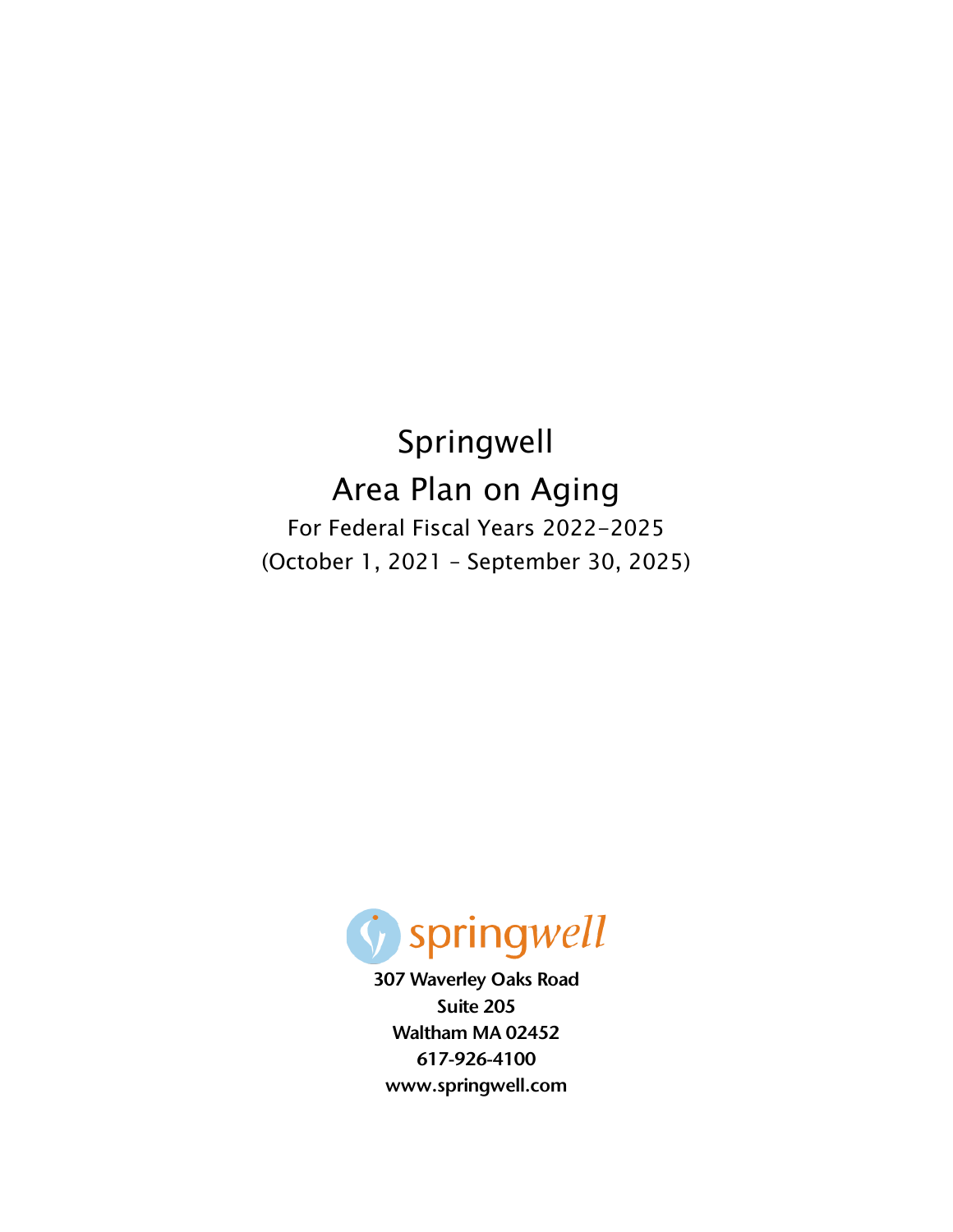# Springwell

## Area Plan on Aging

For Federal Fiscal Years 2022-2025

(October 1, 2021 – September 30, 2025)

springwell

**307 Waverley Oaks Road**
**Suite 205**
**Waltham MA 02452**
**617-926-4100**
**www.springwell.com**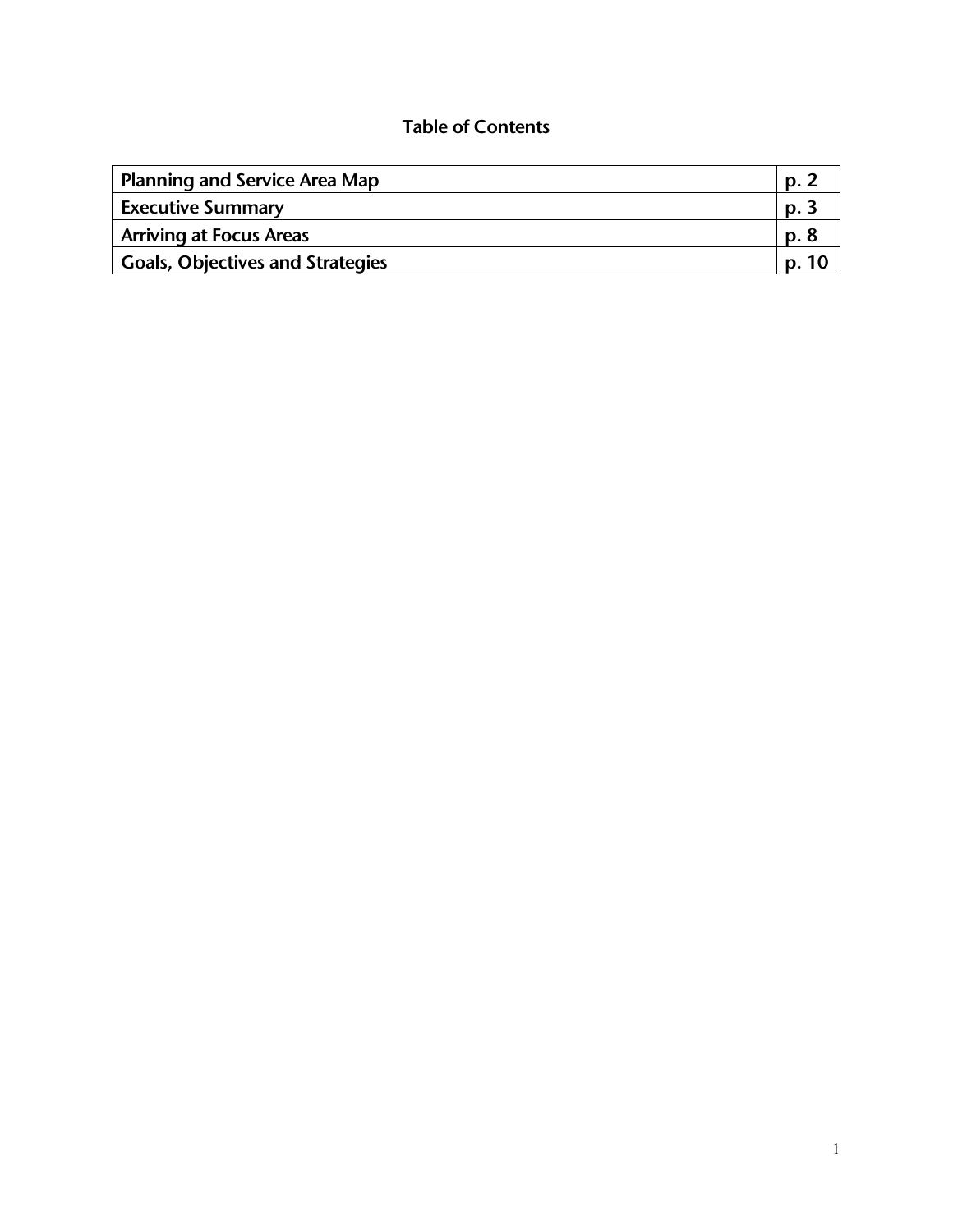# Table of Contents

| | |
|---|---|
| **Planning and Service Area Map** | **p. 2** |
| **Executive Summary** | **p. 3** |
| **Arriving at Focus Areas** | **p. 8** |
| **Goals, Objectives and Strategies** | **p. 10** |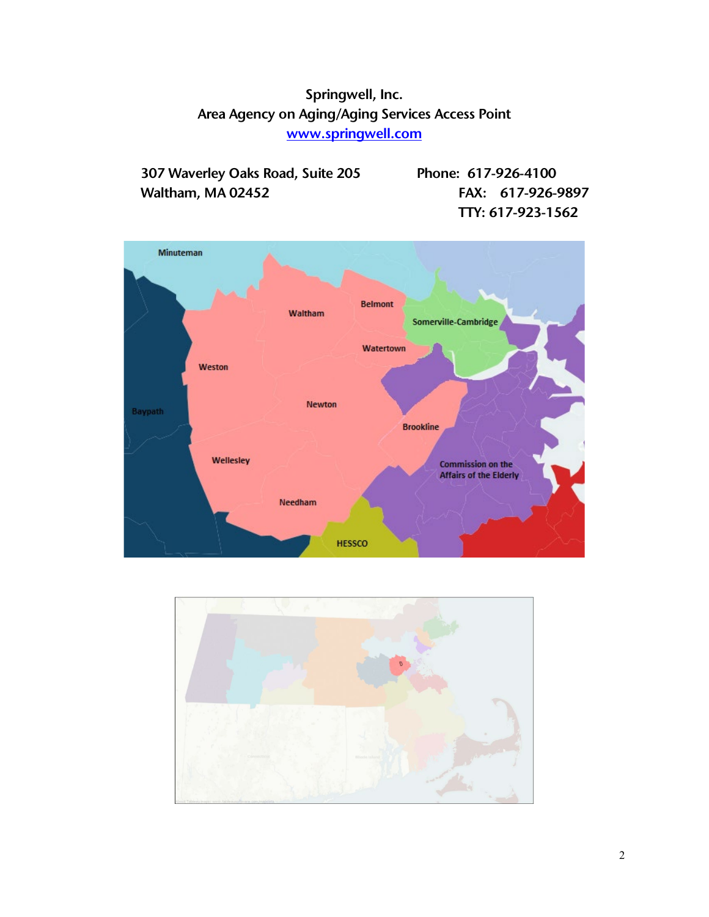# Springwell, Inc.

## Area Agency on Aging/Aging Services Access Point

[www.springwell.com](http://www.springwell.com)

307 Waverley Oaks Road, Suite 205
Waltham, MA 02452

Phone: 617-926-4100
FAX: 617-926-9897
TTY: 617-923-1562

Minuteman

Waltham

Belmont

Somerville-Cambridge

Watertown

Weston

Newton

Baypath

Brookline

Wellesley

Commission on the Affairs of the Elderly

Needham

HESSCO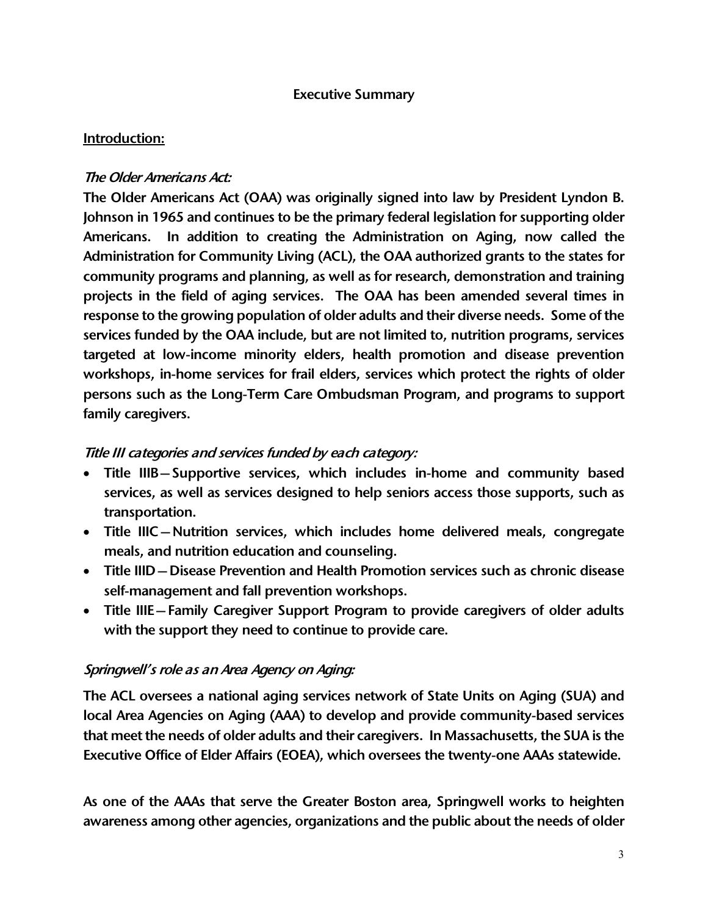## Executive Summary

### Introduction:

#### *The Older Americans Act:*

**The Older Americans Act (OAA) was originally signed into law by President Lyndon B. Johnson in 1965 and continues to be the primary federal legislation for supporting older Americans. In addition to creating the Administration on Aging, now called the Administration for Community Living (ACL), the OAA authorized grants to the states for community programs and planning, as well as for research, demonstration and training projects in the field of aging services. The OAA has been amended several times in response to the growing population of older adults and their diverse needs. Some of the services funded by the OAA include, but are not limited to, nutrition programs, services targeted at low-income minority elders, health promotion and disease prevention workshops, in-home services for frail elders, services which protect the rights of older persons such as the Long-Term Care Ombudsman Program, and programs to support family caregivers.**

#### *Title III categories and services funded by each category:*

- **Title IIIB—Supportive services, which includes in-home and community based services, as well as services designed to help seniors access those supports, such as transportation.**
- **Title IIIC—Nutrition services, which includes home delivered meals, congregate meals, and nutrition education and counseling.**
- **Title IIID—Disease Prevention and Health Promotion services such as chronic disease self-management and fall prevention workshops.**
- **Title IIIE—Family Caregiver Support Program to provide caregivers of older adults with the support they need to continue to provide care.**

#### *Springwell's role as an Area Agency on Aging:*

**The ACL oversees a national aging services network of State Units on Aging (SUA) and local Area Agencies on Aging (AAA) to develop and provide community-based services that meet the needs of older adults and their caregivers. In Massachusetts, the SUA is the Executive Office of Elder Affairs (EOEA), which oversees the twenty-one AAAs statewide.**

**As one of the AAAs that serve the Greater Boston area, Springwell works to heighten awareness among other agencies, organizations and the public about the needs of older**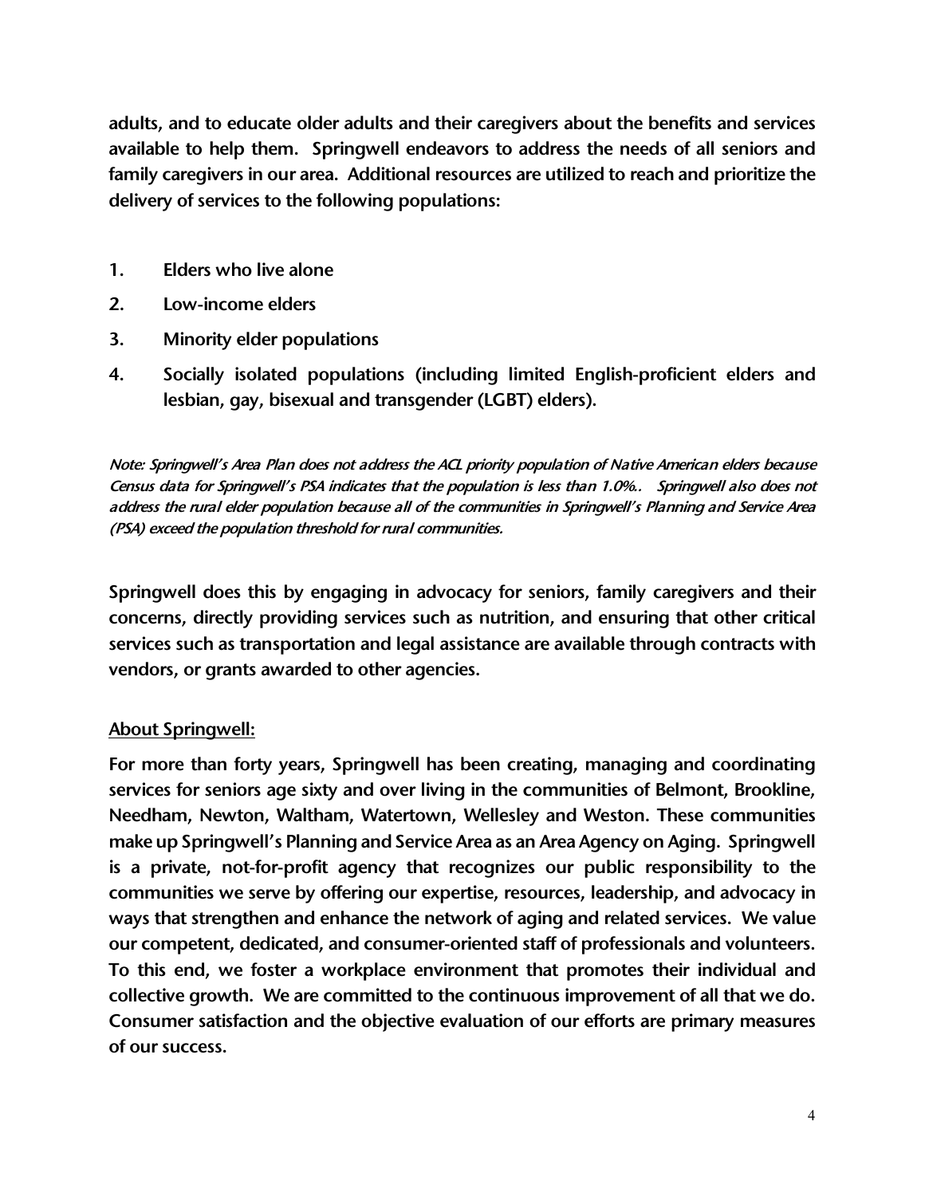**adults, and to educate older adults and their caregivers about the benefits and services available to help them. Springwell endeavors to address the needs of all seniors and family caregivers in our area. Additional resources are utilized to reach and prioritize the delivery of services to the following populations:**

1. **Elders who live alone**
2. **Low-income elders**
3. **Minority elder populations**
4. **Socially isolated populations (including limited English-proficient elders and lesbian, gay, bisexual and transgender (LGBT) elders).**

***Note: Springwell's Area Plan does not address the ACL priority population of Native American elders because Census data for Springwell's PSA indicates that the population is less than 1.0%.. Springwell also does not address the rural elder population because all of the communities in Springwell's Planning and Service Area (PSA) exceed the population threshold for rural communities.***

**Springwell does this by engaging in advocacy for seniors, family caregivers and their concerns, directly providing services such as nutrition, and ensuring that other critical services such as transportation and legal assistance are available through contracts with vendors, or grants awarded to other agencies.**

**<u>About Springwell:</u>**

**For more than forty years, Springwell has been creating, managing and coordinating services for seniors age sixty and over living in the communities of Belmont, Brookline, Needham, Newton, Waltham, Watertown, Wellesley and Weston. These communities make up Springwell's Planning and Service Area as an Area Agency on Aging. Springwell is a private, not-for-profit agency that recognizes our public responsibility to the communities we serve by offering our expertise, resources, leadership, and advocacy in ways that strengthen and enhance the network of aging and related services. We value our competent, dedicated, and consumer-oriented staff of professionals and volunteers. To this end, we foster a workplace environment that promotes their individual and collective growth. We are committed to the continuous improvement of all that we do. Consumer satisfaction and the objective evaluation of our efforts are primary measures of our success.**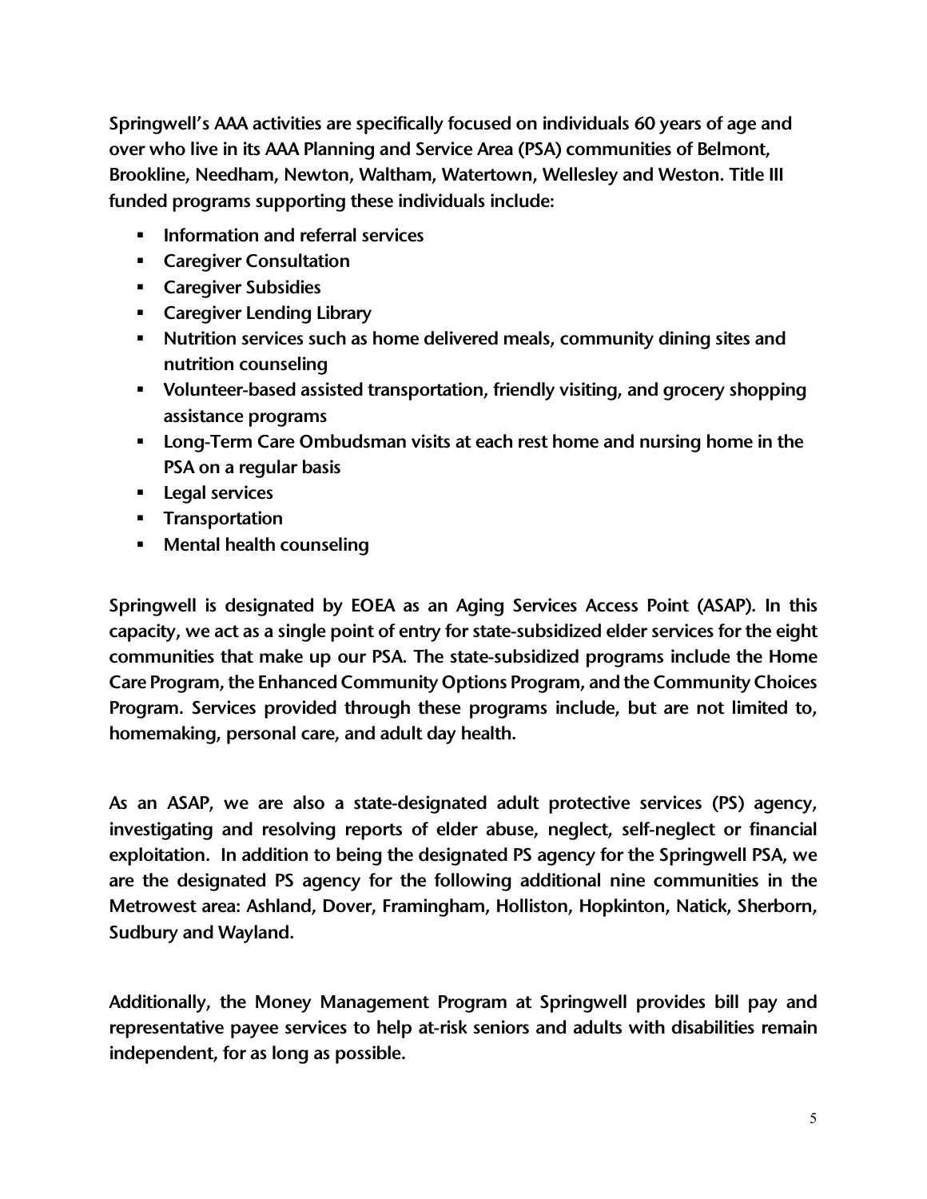Springwell's AAA activities are specifically focused on individuals 60 years of age and over who live in its AAA Planning and Service Area (PSA) communities of Belmont, Brookline, Needham, Newton, Waltham, Watertown, Wellesley and Weston. Title III funded programs supporting these individuals include:

- Information and referral services
- Caregiver Consultation
- Caregiver Subsidies
- Caregiver Lending Library
- Nutrition services such as home delivered meals, community dining sites and nutrition counseling
- Volunteer-based assisted transportation, friendly visiting, and grocery shopping assistance programs
- Long-Term Care Ombudsman visits at each rest home and nursing home in the PSA on a regular basis
- Legal services
- Transportation
- Mental health counseling

Springwell is designated by EOEA as an Aging Services Access Point (ASAP). In this capacity, we act as a single point of entry for state-subsidized elder services for the eight communities that make up our PSA. The state-subsidized programs include the Home Care Program, the Enhanced Community Options Program, and the Community Choices Program. Services provided through these programs include, but are not limited to, homemaking, personal care, and adult day health.

As an ASAP, we are also a state-designated adult protective services (PS) agency, investigating and resolving reports of elder abuse, neglect, self-neglect or financial exploitation. In addition to being the designated PS agency for the Springwell PSA, we are the designated PS agency for the following additional nine communities in the Metrowest area: Ashland, Dover, Framingham, Holliston, Hopkinton, Natick, Sherborn, Sudbury and Wayland.

Additionally, the Money Management Program at Springwell provides bill pay and representative payee services to help at-risk seniors and adults with disabilities remain independent, for as long as possible.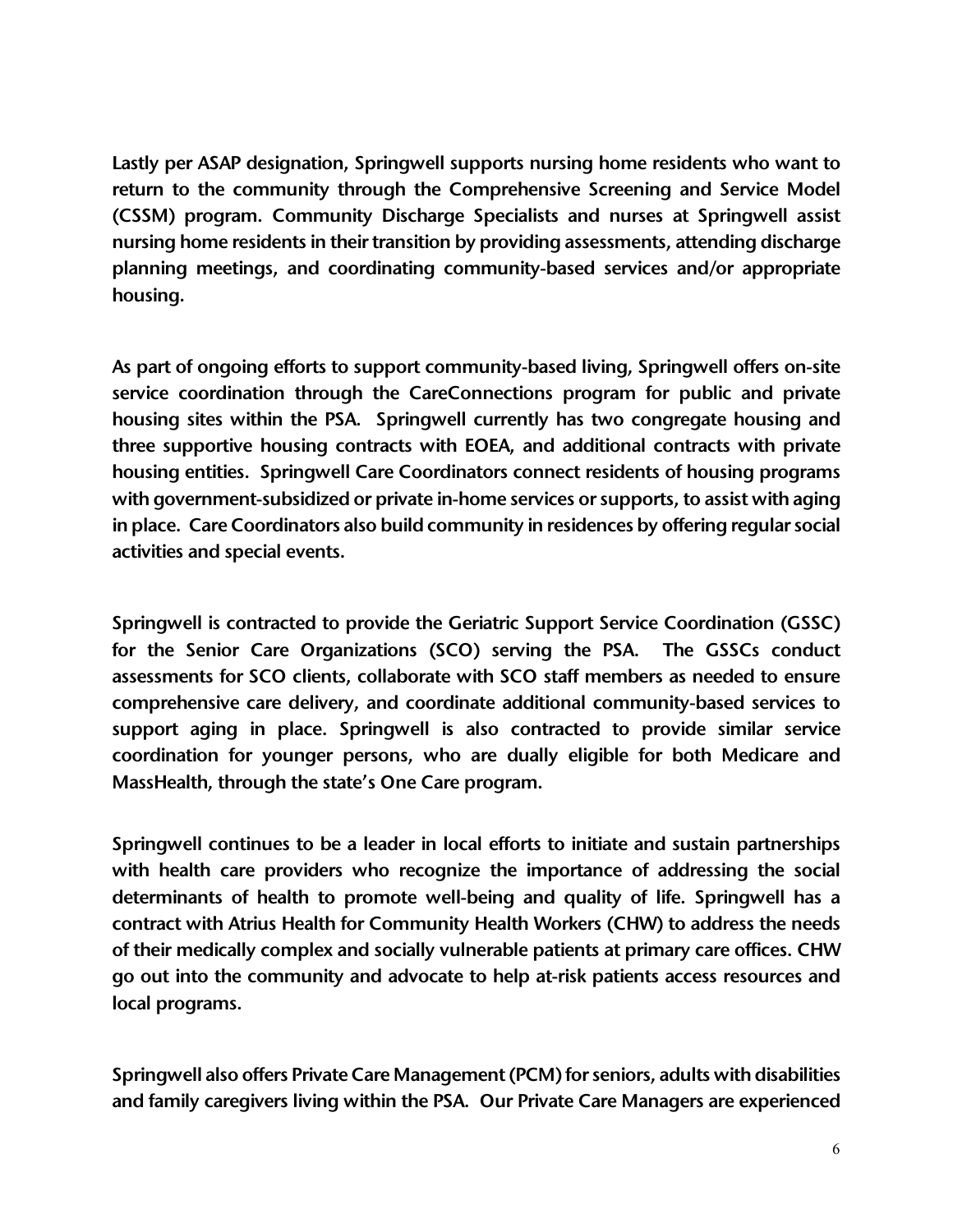Lastly per ASAP designation, Springwell supports nursing home residents who want to return to the community through the Comprehensive Screening and Service Model (CSSM) program. Community Discharge Specialists and nurses at Springwell assist nursing home residents in their transition by providing assessments, attending discharge planning meetings, and coordinating community-based services and/or appropriate housing.

As part of ongoing efforts to support community-based living, Springwell offers on-site service coordination through the CareConnections program for public and private housing sites within the PSA. Springwell currently has two congregate housing and three supportive housing contracts with EOEA, and additional contracts with private housing entities. Springwell Care Coordinators connect residents of housing programs with government-subsidized or private in-home services or supports, to assist with aging in place. Care Coordinators also build community in residences by offering regular social activities and special events.

Springwell is contracted to provide the Geriatric Support Service Coordination (GSSC) for the Senior Care Organizations (SCO) serving the PSA. The GSSCs conduct assessments for SCO clients, collaborate with SCO staff members as needed to ensure comprehensive care delivery, and coordinate additional community-based services to support aging in place. Springwell is also contracted to provide similar service coordination for younger persons, who are dually eligible for both Medicare and MassHealth, through the state's One Care program.

Springwell continues to be a leader in local efforts to initiate and sustain partnerships with health care providers who recognize the importance of addressing the social determinants of health to promote well-being and quality of life. Springwell has a contract with Atrius Health for Community Health Workers (CHW) to address the needs of their medically complex and socially vulnerable patients at primary care offices. CHW go out into the community and advocate to help at-risk patients access resources and local programs.

Springwell also offers Private Care Management (PCM) for seniors, adults with disabilities and family caregivers living within the PSA. Our Private Care Managers are experienced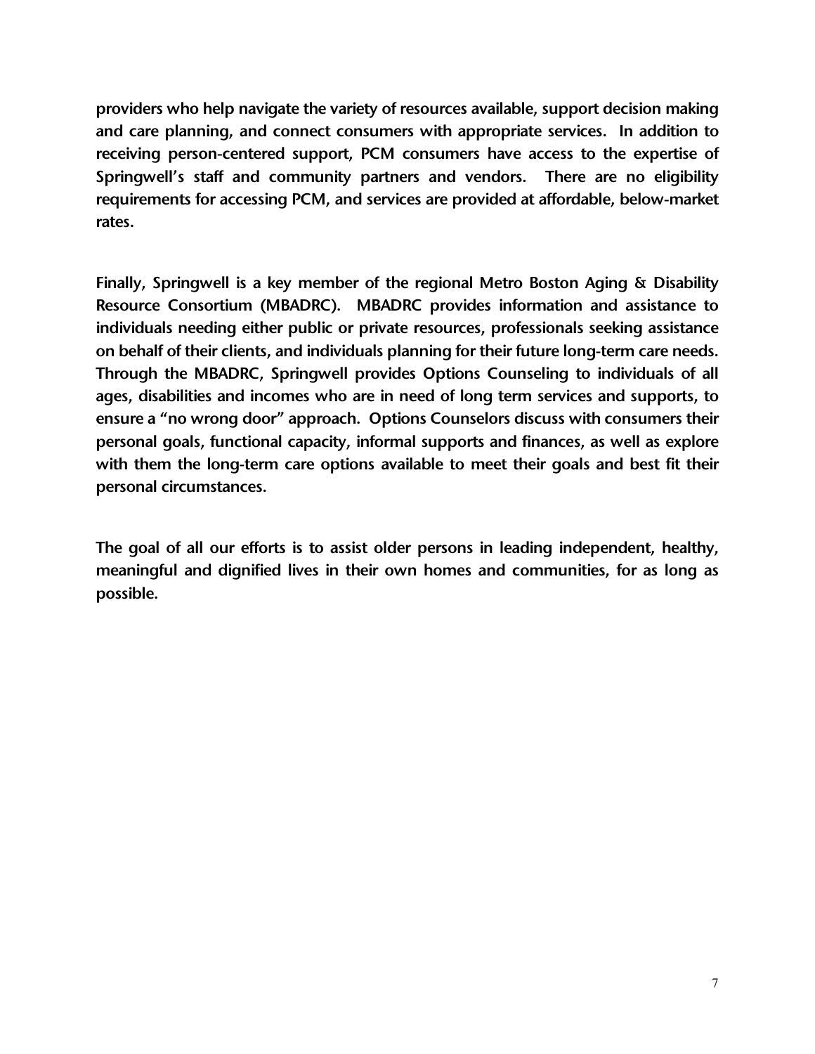providers who help navigate the variety of resources available, support decision making and care planning, and connect consumers with appropriate services. In addition to receiving person-centered support, PCM consumers have access to the expertise of Springwell's staff and community partners and vendors. There are no eligibility requirements for accessing PCM, and services are provided at affordable, below-market rates.

Finally, Springwell is a key member of the regional Metro Boston Aging & Disability Resource Consortium (MBADRC). MBADRC provides information and assistance to individuals needing either public or private resources, professionals seeking assistance on behalf of their clients, and individuals planning for their future long-term care needs. Through the MBADRC, Springwell provides Options Counseling to individuals of all ages, disabilities and incomes who are in need of long term services and supports, to ensure a "no wrong door" approach. Options Counselors discuss with consumers their personal goals, functional capacity, informal supports and finances, as well as explore with them the long-term care options available to meet their goals and best fit their personal circumstances.

The goal of all our efforts is to assist older persons in leading independent, healthy, meaningful and dignified lives in their own homes and communities, for as long as possible.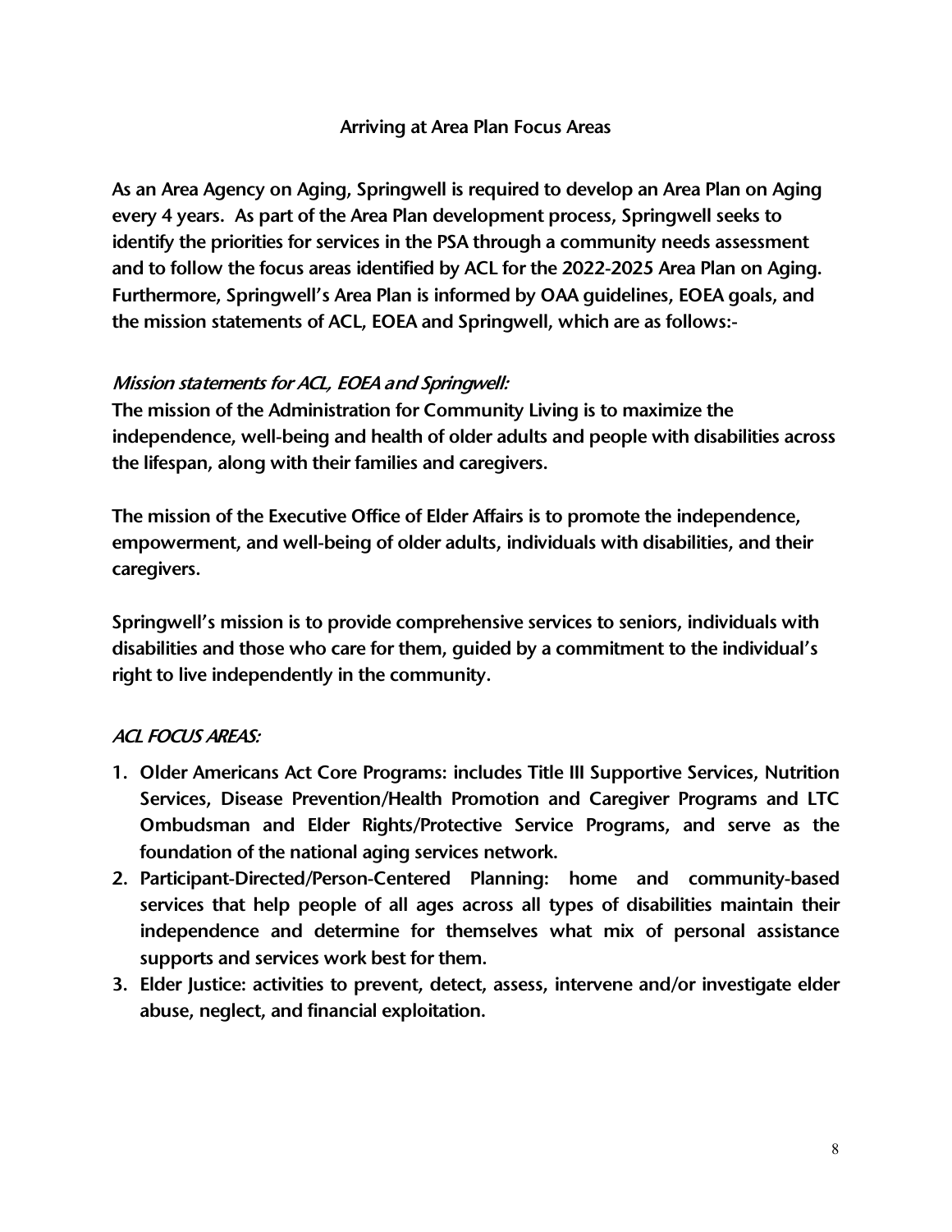## Arriving at Area Plan Focus Areas

**As an Area Agency on Aging, Springwell is required to develop an Area Plan on Aging every 4 years. As part of the Area Plan development process, Springwell seeks to identify the priorities for services in the PSA through a community needs assessment and to follow the focus areas identified by ACL for the 2022-2025 Area Plan on Aging. Furthermore, Springwell's Area Plan is informed by OAA guidelines, EOEA goals, and the mission statements of ACL, EOEA and Springwell, which are as follows:-**

***Mission statements for ACL, EOEA and Springwell:***

**The mission of the Administration for Community Living is to maximize the independence, well-being and health of older adults and people with disabilities across the lifespan, along with their families and caregivers.**

**The mission of the Executive Office of Elder Affairs is to promote the independence, empowerment, and well-being of older adults, individuals with disabilities, and their caregivers.**

**Springwell's mission is to provide comprehensive services to seniors, individuals with disabilities and those who care for them, guided by a commitment to the individual's right to live independently in the community.**

***ACL FOCUS AREAS:***

1. **Older Americans Act Core Programs: includes Title III Supportive Services, Nutrition Services, Disease Prevention/Health Promotion and Caregiver Programs and LTC Ombudsman and Elder Rights/Protective Service Programs, and serve as the foundation of the national aging services network.**
2. **Participant-Directed/Person-Centered Planning: home and community-based services that help people of all ages across all types of disabilities maintain their independence and determine for themselves what mix of personal assistance supports and services work best for them.**
3. **Elder Justice: activities to prevent, detect, assess, intervene and/or investigate elder abuse, neglect, and financial exploitation.**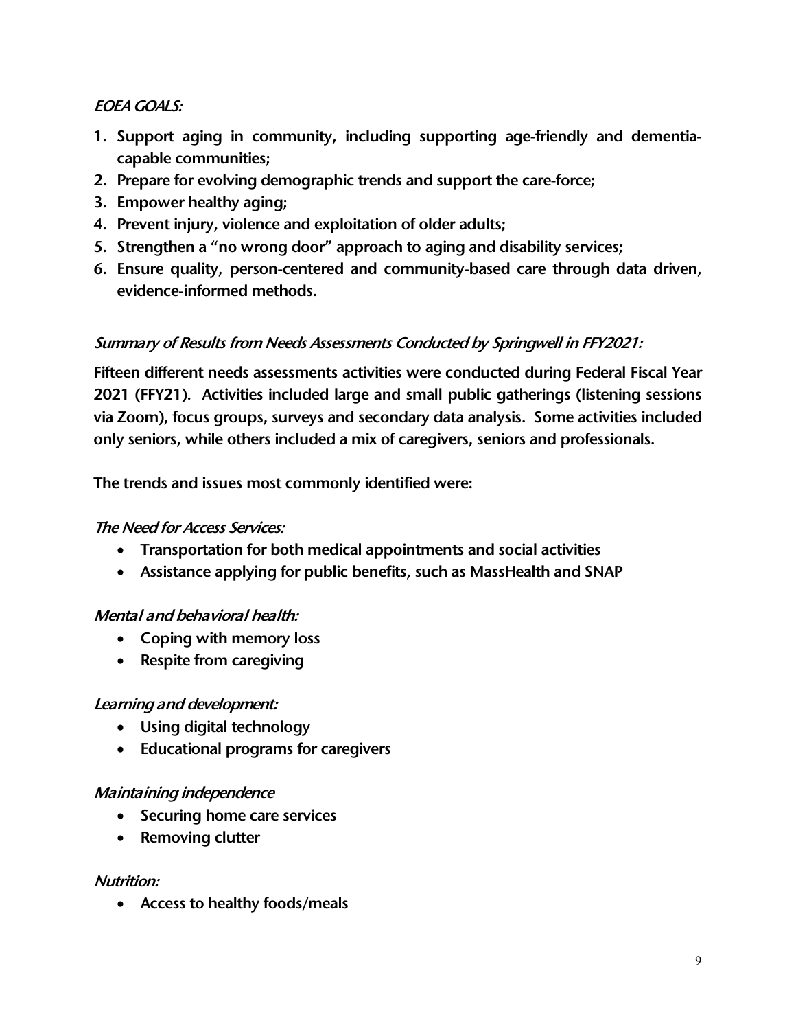### *EOEA GOALS:*

1. **Support aging in community, including supporting age-friendly and dementia-capable communities;**
2. **Prepare for evolving demographic trends and support the care-force;**
3. **Empower healthy aging;**
4. **Prevent injury, violence and exploitation of older adults;**
5. **Strengthen a "no wrong door" approach to aging and disability services;**
6. **Ensure quality, person-centered and community-based care through data driven, evidence-informed methods.**

### *Summary of Results from Needs Assessments Conducted by Springwell in FFY2021:*

**Fifteen different needs assessments activities were conducted during Federal Fiscal Year 2021 (FFY21). Activities included large and small public gatherings (listening sessions via Zoom), focus groups, surveys and secondary data analysis. Some activities included only seniors, while others included a mix of caregivers, seniors and professionals.**

**The trends and issues most commonly identified were:**

#### *The Need for Access Services:*

- **Transportation for both medical appointments and social activities**
- **Assistance applying for public benefits, such as MassHealth and SNAP**

#### *Mental and behavioral health:*

- **Coping with memory loss**
- **Respite from caregiving**

#### *Learning and development:*

- **Using digital technology**
- **Educational programs for caregivers**

#### *Maintaining independence*

- **Securing home care services**
- **Removing clutter**

#### *Nutrition:*

- **Access to healthy foods/meals**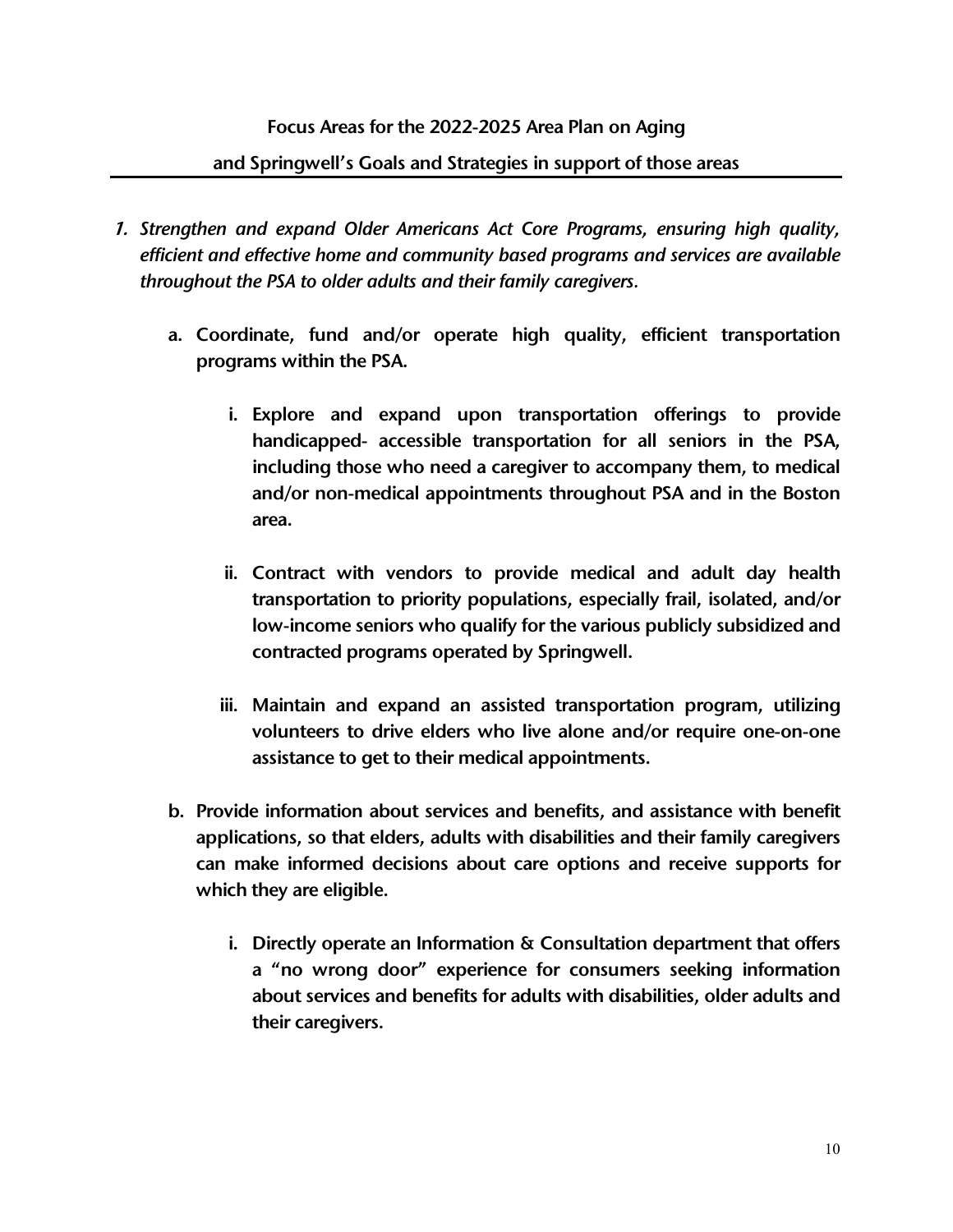**Focus Areas for the 2022-2025 Area Plan on Aging**

**and Springwell's Goals and Strategies in support of those areas**

1. *Strengthen and expand Older Americans Act Core Programs, ensuring high quality, efficient and effective home and community based programs and services are available throughout the PSA to older adults and their family caregivers.*

   a. **Coordinate, fund and/or operate high quality, efficient transportation programs within the PSA.**

      i. **Explore and expand upon transportation offerings to provide handicapped- accessible transportation for all seniors in the PSA, including those who need a caregiver to accompany them, to medical and/or non-medical appointments throughout PSA and in the Boston area.**

      ii. **Contract with vendors to provide medical and adult day health transportation to priority populations, especially frail, isolated, and/or low-income seniors who qualify for the various publicly subsidized and contracted programs operated by Springwell.**

      iii. **Maintain and expand an assisted transportation program, utilizing volunteers to drive elders who live alone and/or require one-on-one assistance to get to their medical appointments.**

   b. **Provide information about services and benefits, and assistance with benefit applications, so that elders, adults with disabilities and their family caregivers can make informed decisions about care options and receive supports for which they are eligible.**

      i. **Directly operate an Information & Consultation department that offers a "no wrong door" experience for consumers seeking information about services and benefits for adults with disabilities, older adults and their caregivers.**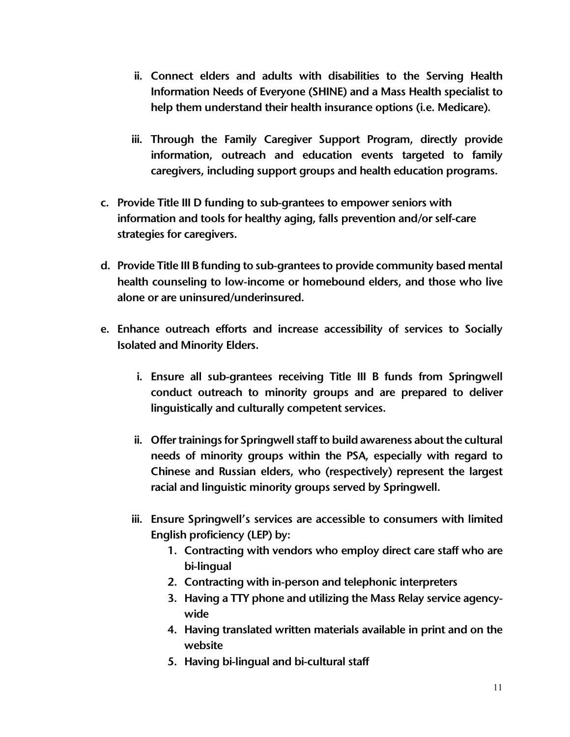ii. **Connect elders and adults with disabilities to the Serving Health Information Needs of Everyone (SHINE) and a Mass Health specialist to help them understand their health insurance options (i.e. Medicare).**

iii. **Through the Family Caregiver Support Program, directly provide information, outreach and education events targeted to family caregivers, including support groups and health education programs.**

c. **Provide Title III D funding to sub-grantees to empower seniors with information and tools for healthy aging, falls prevention and/or self-care strategies for caregivers.**

d. **Provide Title III B funding to sub-grantees to provide community based mental health counseling to low-income or homebound elders, and those who live alone or are uninsured/underinsured.**

e. **Enhance outreach efforts and increase accessibility of services to Socially Isolated and Minority Elders.**

i. **Ensure all sub-grantees receiving Title III B funds from Springwell conduct outreach to minority groups and are prepared to deliver linguistically and culturally competent services.**

ii. **Offer trainings for Springwell staff to build awareness about the cultural needs of minority groups within the PSA, especially with regard to Chinese and Russian elders, who (respectively) represent the largest racial and linguistic minority groups served by Springwell.**

iii. **Ensure Springwell's services are accessible to consumers with limited English proficiency (LEP) by:**

1. **Contracting with vendors who employ direct care staff who are bi-lingual**
2. **Contracting with in-person and telephonic interpreters**
3. **Having a TTY phone and utilizing the Mass Relay service agency-wide**
4. **Having translated written materials available in print and on the website**
5. **Having bi-lingual and bi-cultural staff**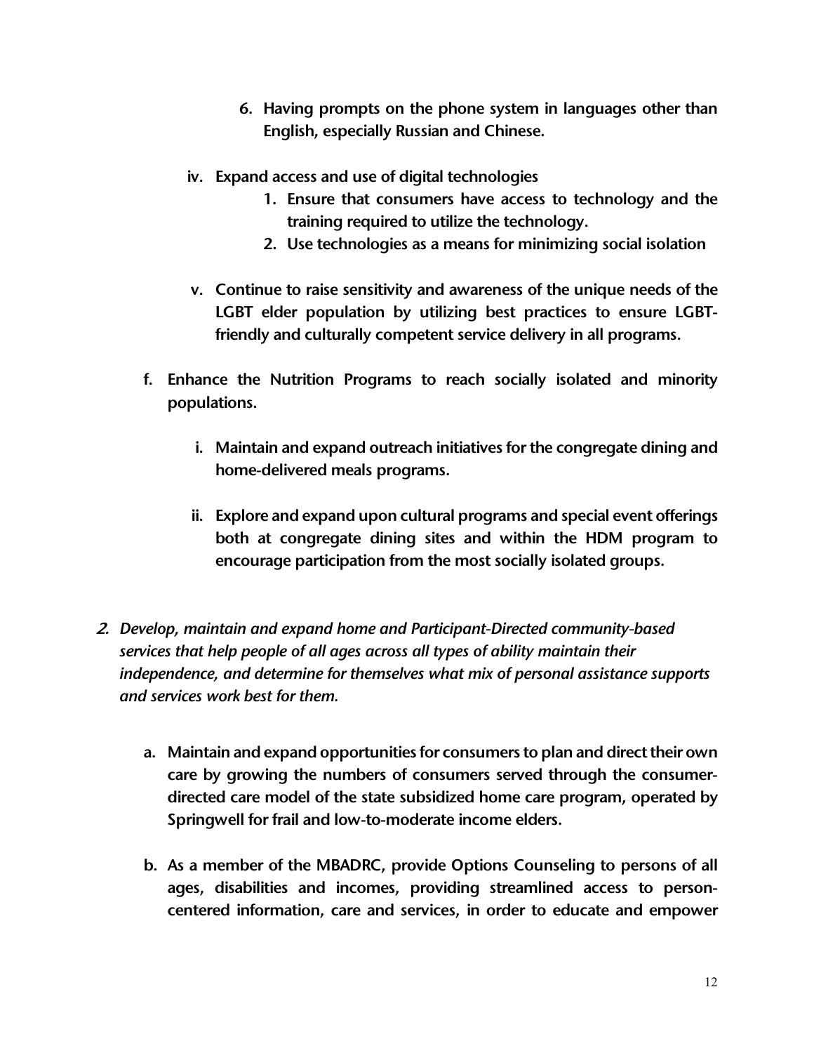6. **Having prompts on the phone system in languages other than English, especially Russian and Chinese.**

iv. **Expand access and use of digital technologies**

1. **Ensure that consumers have access to technology and the training required to utilize the technology.**
2. **Use technologies as a means for minimizing social isolation**

v. **Continue to raise sensitivity and awareness of the unique needs of the LGBT elder population by utilizing best practices to ensure LGBT-friendly and culturally competent service delivery in all programs.**

f. **Enhance the Nutrition Programs to reach socially isolated and minority populations.**

i. **Maintain and expand outreach initiatives for the congregate dining and home-delivered meals programs.**

ii. **Explore and expand upon cultural programs and special event offerings both at congregate dining sites and within the HDM program to encourage participation from the most socially isolated groups.**

***2.*** *Develop, maintain and expand home and Participant-Directed community-based services that help people of all ages across all types of ability maintain their independence, and determine for themselves what mix of personal assistance supports and services work best for them.*

a. **Maintain and expand opportunities for consumers to plan and direct their own care by growing the numbers of consumers served through the consumer-directed care model of the state subsidized home care program, operated by Springwell for frail and low-to-moderate income elders.**

b. **As a member of the MBADRC, provide Options Counseling to persons of all ages, disabilities and incomes, providing streamlined access to person-centered information, care and services, in order to educate and empower**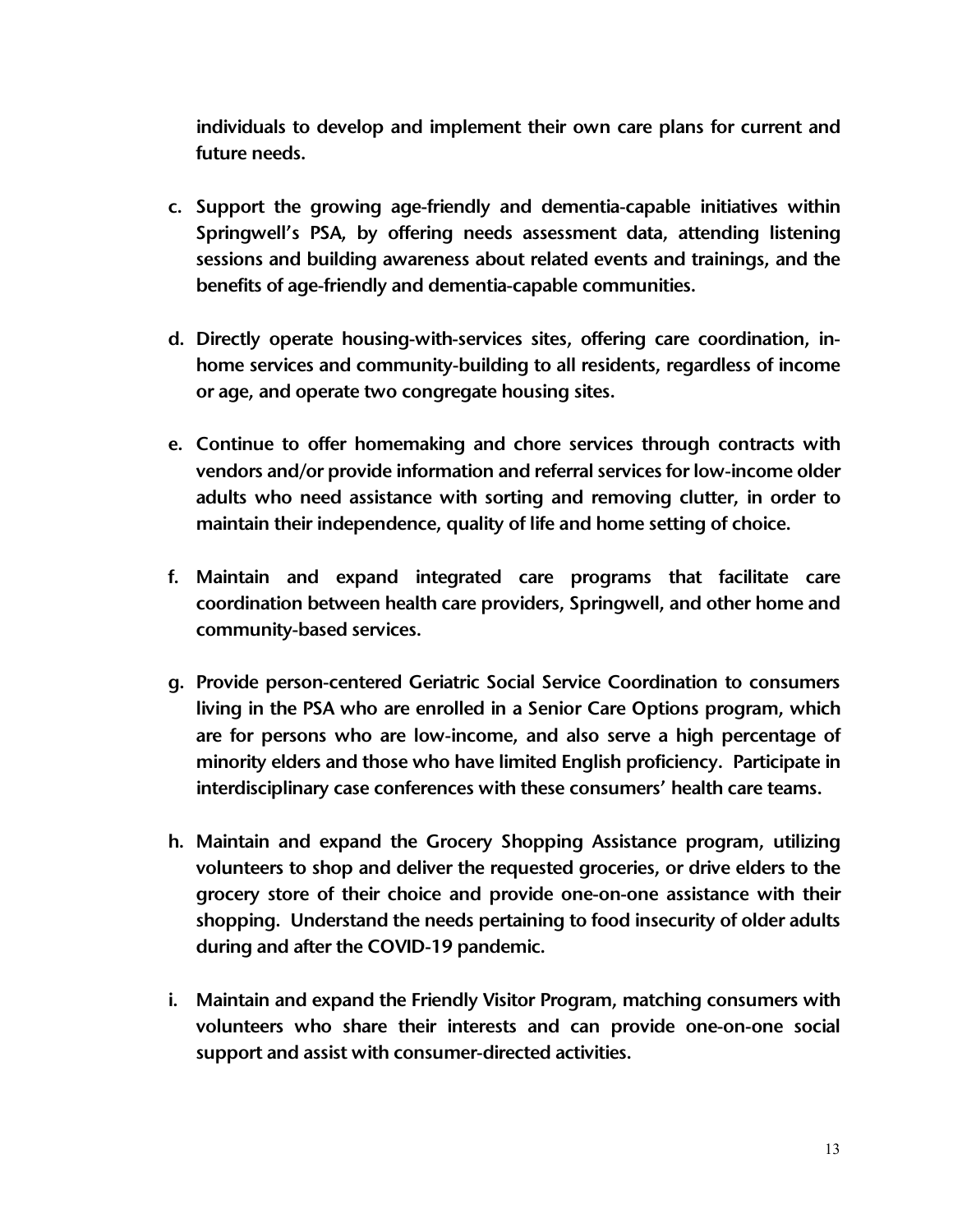**individuals to develop and implement their own care plans for current and future needs.**

**c. Support the growing age-friendly and dementia-capable initiatives within Springwell's PSA, by offering needs assessment data, attending listening sessions and building awareness about related events and trainings, and the benefits of age-friendly and dementia-capable communities.**

**d. Directly operate housing-with-services sites, offering care coordination, in-home services and community-building to all residents, regardless of income or age, and operate two congregate housing sites.**

**e. Continue to offer homemaking and chore services through contracts with vendors and/or provide information and referral services for low-income older adults who need assistance with sorting and removing clutter, in order to maintain their independence, quality of life and home setting of choice.**

**f. Maintain and expand integrated care programs that facilitate care coordination between health care providers, Springwell, and other home and community-based services.**

**g. Provide person-centered Geriatric Social Service Coordination to consumers living in the PSA who are enrolled in a Senior Care Options program, which are for persons who are low-income, and also serve a high percentage of minority elders and those who have limited English proficiency. Participate in interdisciplinary case conferences with these consumers' health care teams.**

**h. Maintain and expand the Grocery Shopping Assistance program, utilizing volunteers to shop and deliver the requested groceries, or drive elders to the grocery store of their choice and provide one-on-one assistance with their shopping. Understand the needs pertaining to food insecurity of older adults during and after the COVID-19 pandemic.**

**i. Maintain and expand the Friendly Visitor Program, matching consumers with volunteers who share their interests and can provide one-on-one social support and assist with consumer-directed activities.**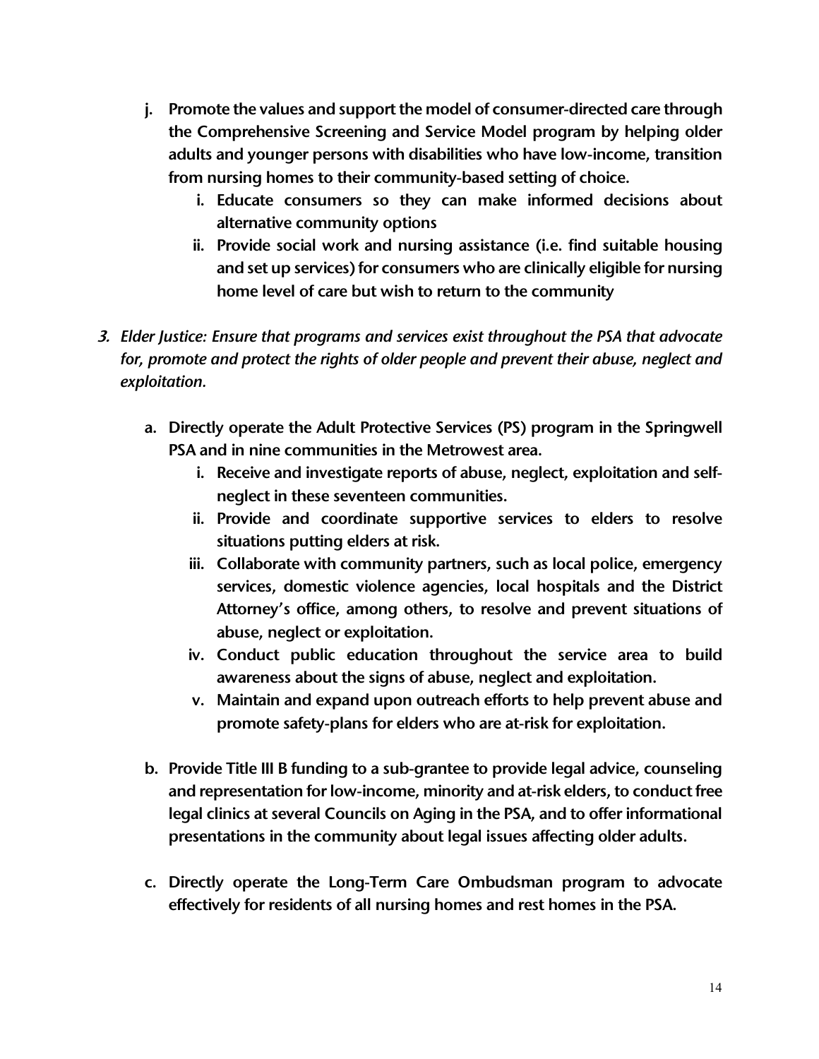j. **Promote the values and support the model of consumer-directed care through the Comprehensive Screening and Service Model program by helping older adults and younger persons with disabilities who have low-income, transition from nursing homes to their community-based setting of choice.**
    i. **Educate consumers so they can make informed decisions about alternative community options**
    ii. **Provide social work and nursing assistance (i.e. find suitable housing and set up services) for consumers who are clinically eligible for nursing home level of care but wish to return to the community**

3. *Elder Justice: Ensure that programs and services exist throughout the PSA that advocate for, promote and protect the rights of older people and prevent their abuse, neglect and exploitation.*

    a. **Directly operate the Adult Protective Services (PS) program in the Springwell PSA and in nine communities in the Metrowest area.**
        i. **Receive and investigate reports of abuse, neglect, exploitation and self-neglect in these seventeen communities.**
        ii. **Provide and coordinate supportive services to elders to resolve situations putting elders at risk.**
        iii. **Collaborate with community partners, such as local police, emergency services, domestic violence agencies, local hospitals and the District Attorney's office, among others, to resolve and prevent situations of abuse, neglect or exploitation.**
        iv. **Conduct public education throughout the service area to build awareness about the signs of abuse, neglect and exploitation.**
        v. **Maintain and expand upon outreach efforts to help prevent abuse and promote safety-plans for elders who are at-risk for exploitation.**

    b. **Provide Title III B funding to a sub-grantee to provide legal advice, counseling and representation for low-income, minority and at-risk elders, to conduct free legal clinics at several Councils on Aging in the PSA, and to offer informational presentations in the community about legal issues affecting older adults.**

    c. **Directly operate the Long-Term Care Ombudsman program to advocate effectively for residents of all nursing homes and rest homes in the PSA.**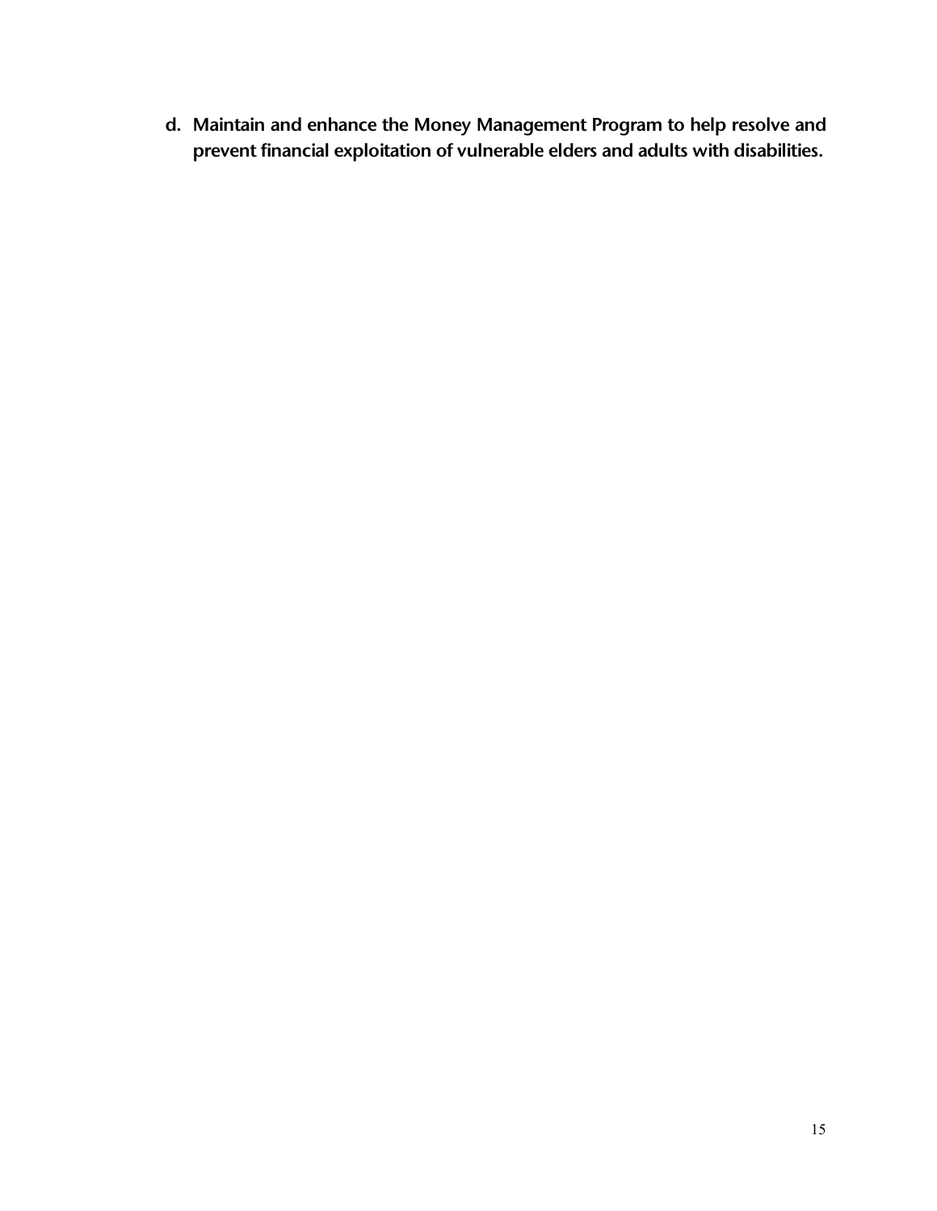**d. Maintain and enhance the Money Management Program to help resolve and prevent financial exploitation of vulnerable elders and adults with disabilities.**